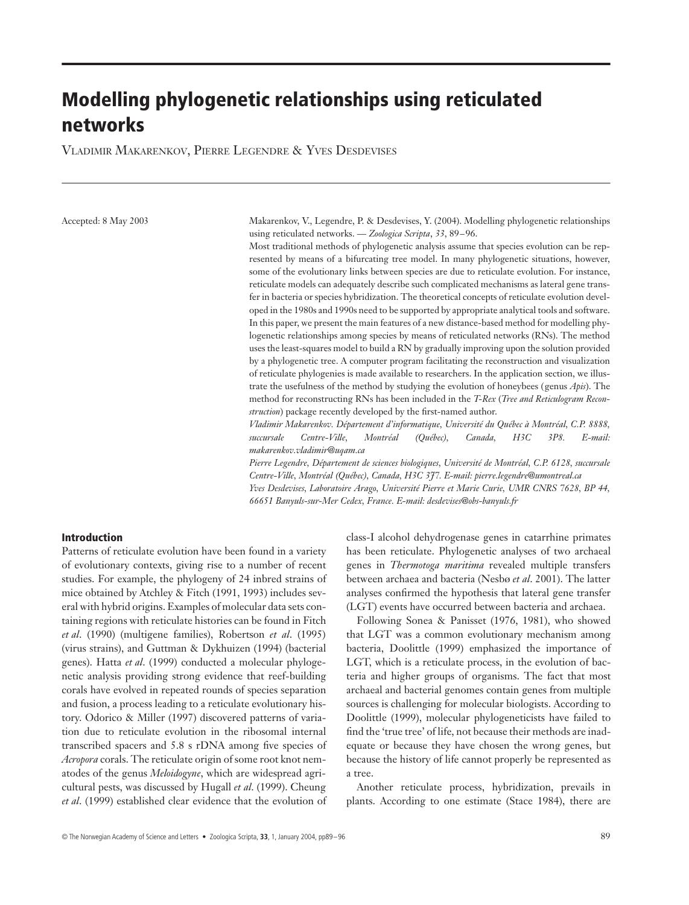# Modelling phylogenetic relationships using reticulated networks

VLADIMIR MAKARENKOV, PIERRE LEGENDRE & YVES DESDEVISES

Accepted: 8 May 2003

Makarenkov, V., Legendre, P. & Desdevises, Y. (2004). Modelling phylogenetic relationships using reticulated networks. — *Zoologica Scripta*, *33*, 89–96.

Most traditional methods of phylogenetic analysis assume that species evolution can be represented by means of a bifurcating tree model. In many phylogenetic situations, however, some of the evolutionary links between species are due to reticulate evolution. For instance, reticulate models can adequately describe such complicated mechanisms as lateral gene transfer in bacteria or species hybridization. The theoretical concepts of reticulate evolution developed in the 1980s and 1990s need to be supported by appropriate analytical tools and software. In this paper, we present the main features of a new distance-based method for modelling phylogenetic relationships among species by means of reticulated networks (RNs). The method uses the least-squares model to build a RN by gradually improving upon the solution provided by a phylogenetic tree. A computer program facilitating the reconstruction and visualization of reticulate phylogenies is made available to researchers. In the application section, we illustrate the usefulness of the method by studying the evolution of honeybees (genus *Apis*). The method for reconstructing RNs has been included in the *T-Rex* (*Tree and Reticulogram Reconstruction*) package recently developed by the first-named author.

*Vladimir Makarenkov. Département d'informatique, Université du Québec à Montréal, C.P. 8888, succursale Centre-Ville, Montréal (Québec), Canada, H3C 3P8. E-mail: makarenkov.vladimir@uqam.ca*

*Pierre Legendre, Département de sciences biologiques, Université de Montréal, C.P. 6128, succursale Centre-Ville, Montréal (Québec), Canada, H3C 3J7. E-mail: pierre.legendre@umontreal.ca*

*Yves Desdevises, Laboratoire Arago, Université Pierre et Marie Curie, UMR CNRS 7628, BP 44, 66651 Banyuls-sur-Mer Cedex, France. E-mail: desdevises@obs-banyuls.fr*

## Introduction

Patterns of reticulate evolution have been found in a variety of evolutionary contexts, giving rise to a number of recent studies. For example, the phylogeny of 24 inbred strains of mice obtained by Atchley & Fitch (1991, 1993) includes several with hybrid origins. Examples of molecular data sets containing regions with reticulate histories can be found in Fitch *et al*. (1990) (multigene families), Robertson *et al*. (1995) (virus strains), and Guttman & Dykhuizen (1994) (bacterial genes). Hatta *et al*. (1999) conducted a molecular phylogenetic analysis providing strong evidence that reef-building corals have evolved in repeated rounds of species separation and fusion, a process leading to a reticulate evolutionary history. Odorico & Miller (1997) discovered patterns of variation due to reticulate evolution in the ribosomal internal transcribed spacers and 5.8 s rDNA among five species of *Acropora* corals. The reticulate origin of some root knot nematodes of the genus *Meloidogyne*, which are widespread agricultural pests, was discussed by Hugall *et al*. (1999). Cheung *et al*. (1999) established clear evidence that the evolution of class-I alcohol dehydrogenase genes in catarrhine primates has been reticulate. Phylogenetic analyses of two archaeal genes in *Thermotoga maritima* revealed multiple transfers between archaea and bacteria (Nesbø *et al*. 2001). The latter analyses confirmed the hypothesis that lateral gene transfer (LGT) events have occurred between bacteria and archaea.

Following Sonea & Panisset (1976, 1981), who showed that LGT was a common evolutionary mechanism among bacteria, Doolittle (1999) emphasized the importance of LGT, which is a reticulate process, in the evolution of bacteria and higher groups of organisms. The fact that most archaeal and bacterial genomes contain genes from multiple sources is challenging for molecular biologists. According to Doolittle (1999), molecular phylogeneticists have failed to find the 'true tree' of life, not because their methods are inadequate or because they have chosen the wrong genes, but because the history of life cannot properly be represented as a tree.

Another reticulate process, hybridization, prevails in plants. According to one estimate (Stace 1984), there are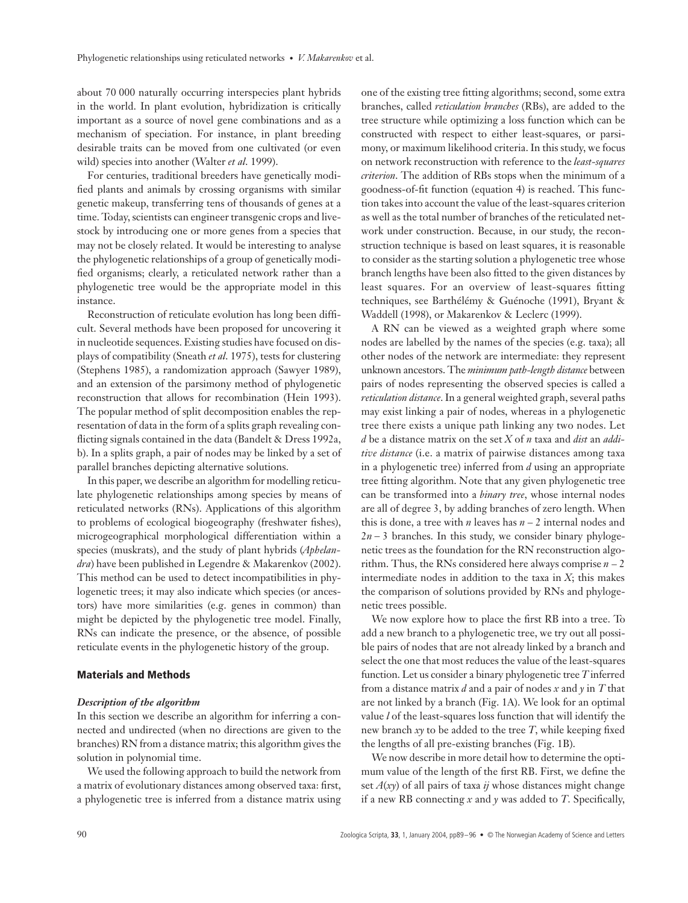about 70 000 naturally occurring interspecies plant hybrids in the world. In plant evolution, hybridization is critically important as a source of novel gene combinations and as a mechanism of speciation. For instance, in plant breeding desirable traits can be moved from one cultivated (or even wild) species into another (Walter *et al*. 1999).

For centuries, traditional breeders have genetically modified plants and animals by crossing organisms with similar genetic makeup, transferring tens of thousands of genes at a time. Today, scientists can engineer transgenic crops and livestock by introducing one or more genes from a species that may not be closely related. It would be interesting to analyse the phylogenetic relationships of a group of genetically modified organisms; clearly, a reticulated network rather than a phylogenetic tree would be the appropriate model in this instance.

Reconstruction of reticulate evolution has long been difficult. Several methods have been proposed for uncovering it in nucleotide sequences. Existing studies have focused on displays of compatibility (Sneath *et al*. 1975), tests for clustering (Stephens 1985), a randomization approach (Sawyer 1989), and an extension of the parsimony method of phylogenetic reconstruction that allows for recombination (Hein 1993). The popular method of split decomposition enables the representation of data in the form of a splits graph revealing conflicting signals contained in the data (Bandelt & Dress 1992a, b). In a splits graph, a pair of nodes may be linked by a set of parallel branches depicting alternative solutions.

In this paper, we describe an algorithm for modelling reticulate phylogenetic relationships among species by means of reticulated networks (RNs). Applications of this algorithm to problems of ecological biogeography (freshwater fishes), microgeographical morphological differentiation within a species (muskrats), and the study of plant hybrids (*Aphelandra*) have been published in Legendre & Makarenkov (2002). This method can be used to detect incompatibilities in phylogenetic trees; it may also indicate which species (or ancestors) have more similarities (e.g. genes in common) than might be depicted by the phylogenetic tree model. Finally, RNs can indicate the presence, or the absence, of possible reticulate events in the phylogenetic history of the group.

## Materials and Methods

### *Description of the algorithm*

In this section we describe an algorithm for inferring a connected and undirected (when no directions are given to the branches) RN from a distance matrix; this algorithm gives the solution in polynomial time.

We used the following approach to build the network from a matrix of evolutionary distances among observed taxa: first, a phylogenetic tree is inferred from a distance matrix using one of the existing tree fitting algorithms; second, some extra branches, called *reticulation branches* (RBs), are added to the tree structure while optimizing a loss function which can be constructed with respect to either least-squares, or parsimony, or maximum likelihood criteria. In this study, we focus on network reconstruction with reference to the *least-squares criterion*. The addition of RBs stops when the minimum of a goodness-of-fit function (equation 4) is reached. This function takes into account the value of the least-squares criterion as well as the total number of branches of the reticulated network under construction. Because, in our study, the reconstruction technique is based on least squares, it is reasonable to consider as the starting solution a phylogenetic tree whose branch lengths have been also fitted to the given distances by least squares. For an overview of least-squares fitting techniques, see Barthélémy & Guénoche (1991), Bryant & Waddell (1998), or Makarenkov & Leclerc (1999).

A RN can be viewed as a weighted graph where some nodes are labelled by the names of the species (e.g. taxa); all other nodes of the network are intermediate: they represent unknown ancestors. The *minimum path-length distance* between pairs of nodes representing the observed species is called a *reticulation distance*. In a general weighted graph, several paths may exist linking a pair of nodes, whereas in a phylogenetic tree there exists a unique path linking any two nodes. Let $d$ be a distance matrix on the set $X$ of $n$ taxa and *dist* an *additive distance* (i.e. a matrix of pairwise distances among taxa in a phylogenetic tree) inferred from $d$ using an appropriate tree fitting algorithm. Note that any given phylogenetic tree can be transformed into a *binary tree*, whose internal nodes are all of degree 3, by adding branches of zero length. When this is done, a tree with $n$ leaves has $n - 2$ internal nodes and $2n - 3$ branches. In this study, we consider binary phylogenetic trees as the foundation for the RN reconstruction algorithm. Thus, the RNs considered here always comprise $n - 2$ intermediate nodes in addition to the taxa in $X$; this makes the comparison of solutions provided by RNs and phylogenetic trees possible.

We now explore how to place the first RB into a tree. To add a new branch to a phylogenetic tree, we try out all possible pairs of nodes that are not already linked by a branch and select the one that most reduces the value of the least-squares function. Let us consider a binary phylogenetic tree $T$ inferred from a distance matrix $d$ and a pair of nodes $x$ and $y$ in $T$ that are not linked by a branch (Fig. 1A). We look for an optimal value $l$ of the least-squares loss function that will identify the new branch $xy$ to be added to the tree $T$, while keeping fixed the lengths of all pre-existing branches (Fig. 1B).

We now describe in more detail how to determine the optimum value of the length of the first RB. First, we define the set $A(xy)$ of all pairs of taxa $ij$ whose distances might change if a new RB connecting $x$ and $y$ was added to $T$. Specifically,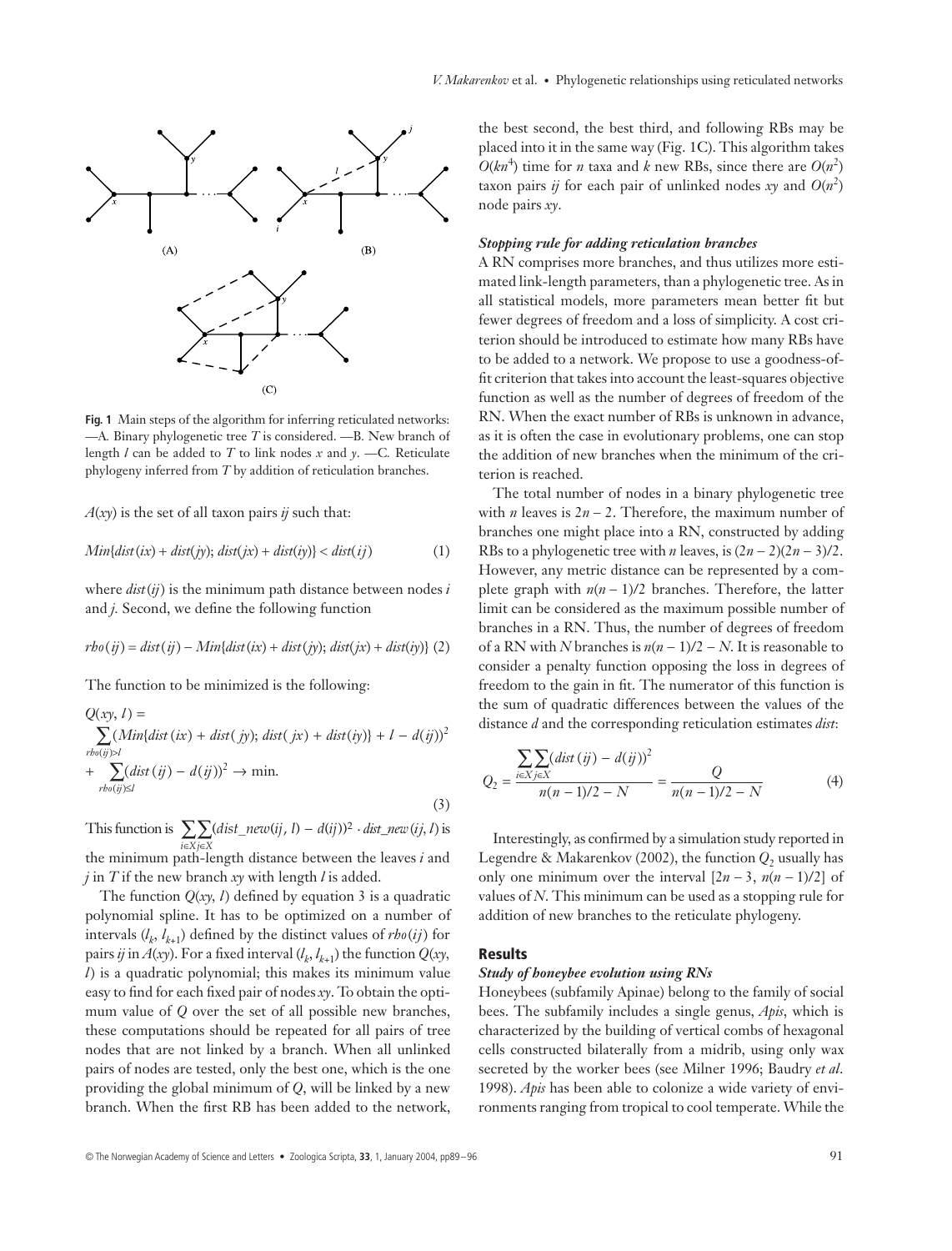**Fig. 1** Main steps of the algorithm for inferring reticulated networks: —A. Binary phylogenetic tree $T$ is considered. —B. New branch of length $l$ can be added to $T$ to link nodes $x$ and $y$. —C. Reticulate phylogeny inferred from $T$ by addition of reticulation branches.

$A(xy)$ is the set of all taxon pairs $ij$ such that:

$$Min\{dist(ix) + dist(jy); dist(jx) + dist(iy)\} < dist(ij) \quad (1)$$

where $dist(ij)$ is the minimum path distance between nodes $i$ and $j$. Second, we define the following function

$$rho(ij) = dist(ij) - Min\{dist(ix) + dist(jy); dist(jx) + dist(iy)\} \quad (2)$$

The function to be minimized is the following:

$$Q(xy, l) = \sum_{rho(ij)>l} (Min\{dist(ix) + dist(jy); dist(jx) + dist(iy)\} + l - d(ij))^2 + \sum_{rho(ij)\le l} (dist(ij) - d(ij))^2 \rightarrow \min. \quad (3)$$

This function is $\sum_{i\in X}\sum_{j\in X}(dist\_new(ij, l) - d(ij))^2 \cdot dist\_new(ij, l)$ is the minimum path-length distance between the leaves $i$ and $j$ in $T$ if the new branch $xy$ with length $l$ is added.

The function $Q(xy, l)$ defined by equation 3 is a quadratic polynomial spline. It has to be optimized on a number of intervals $(l_k, l_{k+1})$ defined by the distinct values of $rho(ij)$ for pairs $ij$ in $A(xy)$. For a fixed interval $(l_k, l_{k+1})$ the function $Q(xy, l)$ is a quadratic polynomial; this makes its minimum value easy to find for each fixed pair of nodes $xy$. To obtain the optimum value of $Q$ over the set of all possible new branches, these computations should be repeated for all pairs of tree nodes that are not linked by a branch. When all unlinked pairs of nodes are tested, only the best one, which is the one providing the global minimum of $Q$, will be linked by a new branch. When the first RB has been added to the network, the best second, the best third, and following RBs may be placed into it in the same way (Fig. 1C). This algorithm takes $O(kn^4)$ time for $n$ taxa and $k$ new RBs, since there are $O(n^2)$ taxon pairs $ij$ for each pair of unlinked nodes $xy$ and $O(n^2)$ node pairs $xy$.

### *Stopping rule for adding reticulation branches*

A RN comprises more branches, and thus utilizes more estimated link-length parameters, than a phylogenetic tree. As in all statistical models, more parameters mean better fit but fewer degrees of freedom and a loss of simplicity. A cost criterion should be introduced to estimate how many RBs have to be added to a network. We propose to use a goodness-of-fit criterion that takes into account the least-squares objective function as well as the number of degrees of freedom of the RN. When the exact number of RBs is unknown in advance, as it is often the case in evolutionary problems, one can stop the addition of new branches when the minimum of the criterion is reached.

The total number of nodes in a binary phylogenetic tree with $n$ leaves is $2n - 2$. Therefore, the maximum number of branches one might place into a RN, constructed by adding RBs to a phylogenetic tree with $n$ leaves, is $(2n - 2)(2n - 3)/2$. However, any metric distance can be represented by a complete graph with $n(n - 1)/2$ branches. Therefore, the latter limit can be considered as the maximum possible number of branches in a RN. Thus, the number of degrees of freedom of a RN with $N$ branches is $n(n - 1)/2 - N$. It is reasonable to consider a penalty function opposing the loss in degrees of freedom to the gain in fit. The numerator of this function is the sum of quadratic differences between the values of the distance $d$ and the corresponding reticulation estimates $dist$:

$$Q_2 = \frac{\sum_{i\in X}\sum_{j\in X}(dist(ij) - d(ij))^2}{n(n-1)/2 - N} = \frac{Q}{n(n-1)/2 - N} \quad (4)$$

Interestingly, as confirmed by a simulation study reported in Legendre & Makarenkov (2002), the function $Q_2$ usually has only one minimum over the interval $[2n - 3, n(n - 1)/2]$ of values of $N$. This minimum can be used as a stopping rule for addition of new branches to the reticulate phylogeny.

## Results

### *Study of honeybee evolution using RNs*

Honeybees (subfamily Apinae) belong to the family of social bees. The subfamily includes a single genus, *Apis*, which is characterized by the building of vertical combs of hexagonal cells constructed bilaterally from a midrib, using only wax secreted by the worker bees (see Milner 1996; Baudry *et al*. 1998). *Apis* has been able to colonize a wide variety of environments ranging from tropical to cool temperate. While the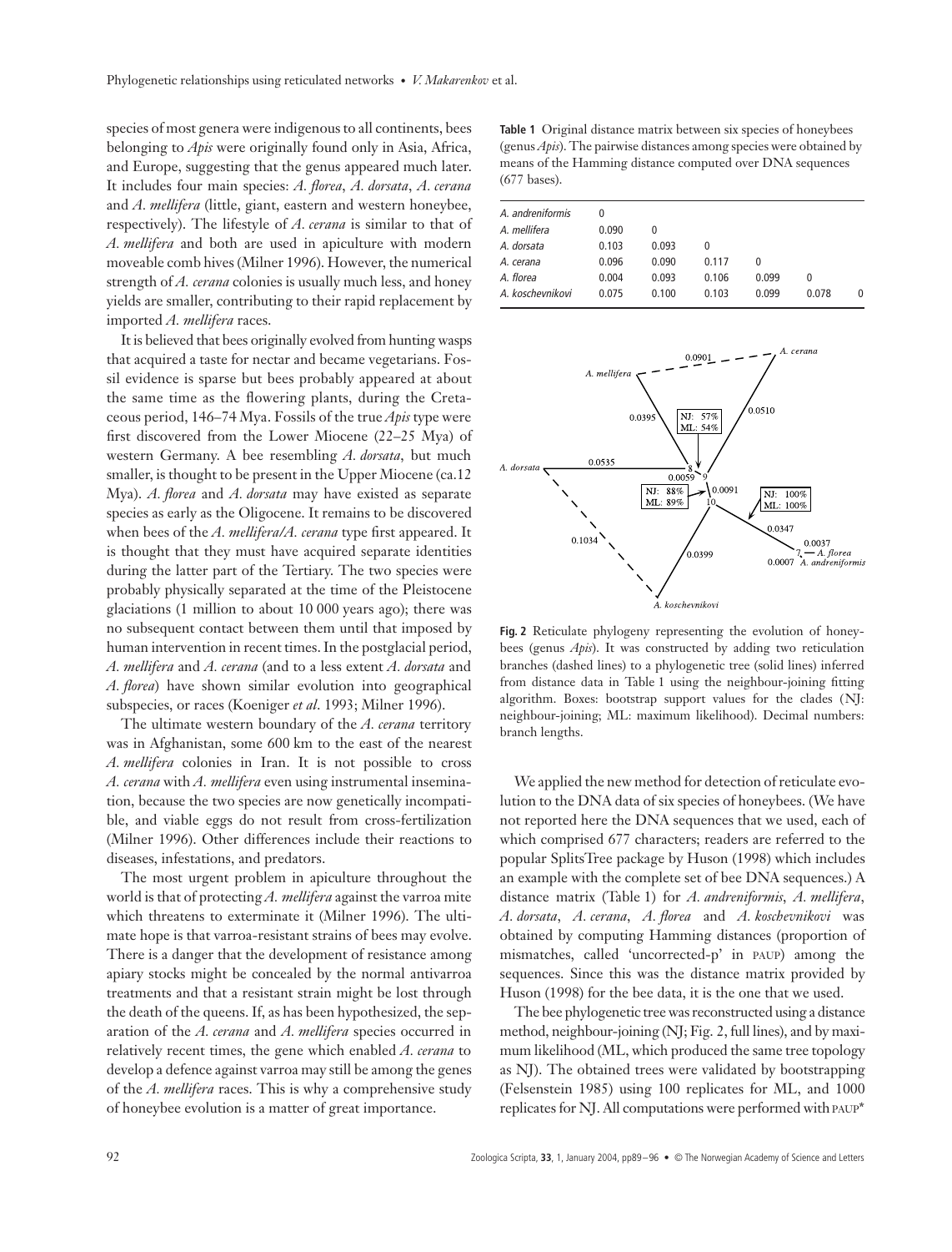species of most genera were indigenous to all continents, bees belonging to *Apis* were originally found only in Asia, Africa, and Europe, suggesting that the genus appeared much later. It includes four main species: *A. florea*, *A. dorsata*, *A. cerana* and *A. mellifera* (little, giant, eastern and western honeybee, respectively). The lifestyle of *A. cerana* is similar to that of *A. mellifera* and both are used in apiculture with modern moveable comb hives (Milner 1996). However, the numerical strength of *A. cerana* colonies is usually much less, and honey yields are smaller, contributing to their rapid replacement by imported *A. mellifera* races.

It is believed that bees originally evolved from hunting wasps that acquired a taste for nectar and became vegetarians. Fossil evidence is sparse but bees probably appeared at about the same time as the flowering plants, during the Cretaceous period, 146–74 Mya. Fossils of the true *Apis* type were first discovered from the Lower Miocene (22–25 Mya) of western Germany. A bee resembling *A. dorsata*, but much smaller, is thought to be present in the Upper Miocene (ca.12 Mya). *A. florea* and *A. dorsata* may have existed as separate species as early as the Oligocene. It remains to be discovered when bees of the *A. mellifera/A. cerana* type first appeared. It is thought that they must have acquired separate identities during the latter part of the Tertiary. The two species were probably physically separated at the time of the Pleistocene glaciations (1 million to about 10 000 years ago); there was no subsequent contact between them until that imposed by human intervention in recent times. In the postglacial period, *A. mellifera* and *A. cerana* (and to a less extent *A. dorsata* and *A. florea*) have shown similar evolution into geographical subspecies, or races (Koeniger *et al*. 1993; Milner 1996).

The ultimate western boundary of the *A. cerana* territory was in Afghanistan, some 600 km to the east of the nearest *A. mellifera* colonies in Iran. It is not possible to cross *A. cerana* with *A. mellifera* even using instrumental insemination, because the two species are now genetically incompatible, and viable eggs do not result from cross-fertilization (Milner 1996). Other differences include their reactions to diseases, infestations, and predators.

The most urgent problem in apiculture throughout the world is that of protecting *A. mellifera* against the varroa mite which threatens to exterminate it (Milner 1996). The ultimate hope is that varroa-resistant strains of bees may evolve. There is a danger that the development of resistance among apiary stocks might be concealed by the normal antivarroa treatments and that a resistant strain might be lost through the death of the queens. If, as has been hypothesized, the separation of the *A. cerana* and *A. mellifera* species occurred in relatively recent times, the gene which enabled *A. cerana* to develop a defence against varroa may still be among the genes of the *A. mellifera* races. This is why a comprehensive study of honeybee evolution is a matter of great importance.

**Table 1** Original distance matrix between six species of honeybees (genus *Apis*). The pairwise distances among species were obtained by means of the Hamming distance computed over DNA sequences (677 bases).

| | | | | | | |
|---|---|---|---|---|---|---|
| *A. andreniformis* | 0 | | | | | |
| *A. mellifera* | 0.090 | 0 | | | | |
| *A. dorsata* | 0.103 | 0.093 | 0 | | | |
| *A. cerana* | 0.096 | 0.090 | 0.117 | 0 | | |
| *A. florea* | 0.004 | 0.093 | 0.106 | 0.099 | 0 | |
| *A. koschevnikovi* | 0.075 | 0.100 | 0.103 | 0.099 | 0.078 | 0 |

**Fig. 2** Reticulate phylogeny representing the evolution of honeybees (genus *Apis*). It was constructed by adding two reticulation branches (dashed lines) to a phylogenetic tree (solid lines) inferred from distance data in Table 1 using the neighbour-joining fitting algorithm. Boxes: bootstrap support values for the clades (NJ: neighbour-joining; ML: maximum likelihood). Decimal numbers: branch lengths.

We applied the new method for detection of reticulate evolution to the DNA data of six species of honeybees. (We have not reported here the DNA sequences that we used, each of which comprised 677 characters; readers are referred to the popular SplitsTree package by Huson (1998) which includes an example with the complete set of bee DNA sequences.) A distance matrix (Table 1) for *A. andreniformis*, *A. mellifera*, *A. dorsata*, *A. cerana*, *A. florea* and *A. koschevnikovi* was obtained by computing Hamming distances (proportion of mismatches, called 'uncorrected-p' in PAUP) among the sequences. Since this was the distance matrix provided by Huson (1998) for the bee data, it is the one that we used.

The bee phylogenetic tree was reconstructed using a distance method, neighbour-joining (NJ; Fig. 2, full lines), and by maximum likelihood (ML, which produced the same tree topology as NJ). The obtained trees were validated by bootstrapping (Felsenstein 1985) using 100 replicates for ML, and 1000 replicates for NJ. All computations were performed with PAUP*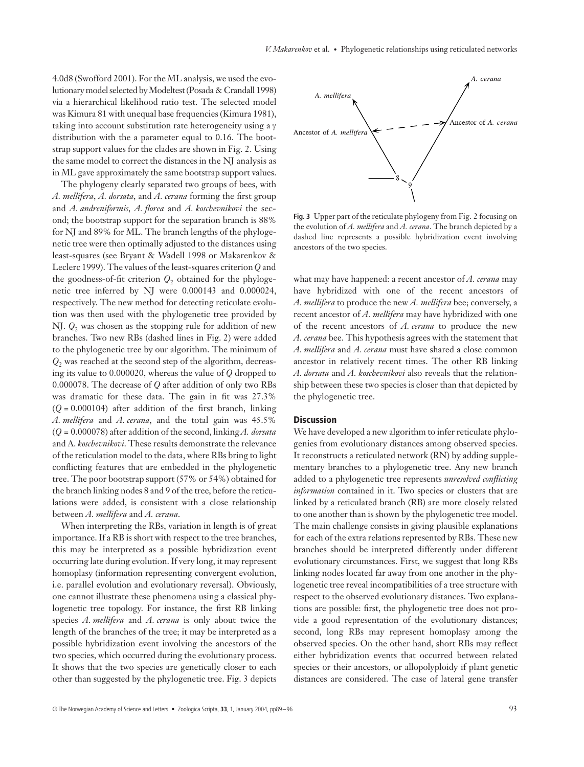4.0d8 (Swofford 2001). For the ML analysis, we used the evolutionary model selected by Modeltest (Posada & Crandall 1998) via a hierarchical likelihood ratio test. The selected model was Kimura 81 with unequal base frequencies (Kimura 1981), taking into account substitution rate heterogeneity using a $\gamma$ distribution with the a parameter equal to 0.16. The bootstrap support values for the clades are shown in Fig. 2. Using the same model to correct the distances in the NJ analysis as in ML gave approximately the same bootstrap support values.

The phylogeny clearly separated two groups of bees, with *A. mellifera*, *A. dorsata*, and *A. cerana* forming the first group and *A. andreniformis*, *A. florea* and *A. koschevnikovi* the second; the bootstrap support for the separation branch is 88% for NJ and 89% for ML. The branch lengths of the phylogenetic tree were then optimally adjusted to the distances using least-squares (see Bryant & Wadell 1998 or Makarenkov & Leclerc 1999). The values of the least-squares criterion $Q$ and the goodness-of-fit criterion $Q_2$ obtained for the phylogenetic tree inferred by NJ were 0.000143 and 0.000024, respectively. The new method for detecting reticulate evolution was then used with the phylogenetic tree provided by NJ. $Q_2$ was chosen as the stopping rule for addition of new branches. Two new RBs (dashed lines in Fig. 2) were added to the phylogenetic tree by our algorithm. The minimum of $Q_2$ was reached at the second step of the algorithm, decreasing its value to 0.000020, whereas the value of $Q$ dropped to 0.000078. The decrease of $Q$ after addition of only two RBs was dramatic for these data. The gain in fit was 27.3% ($Q = 0.000104$) after addition of the first branch, linking *A. mellifera* and *A. cerana*, and the total gain was 45.5% ($Q = 0.000078$) after addition of the second, linking *A. dorsata* and A. *koschevnikovi*. These results demonstrate the relevance of the reticulation model to the data, where RBs bring to light conflicting features that are embedded in the phylogenetic tree. The poor bootstrap support (57% or 54%) obtained for the branch linking nodes 8 and 9 of the tree, before the reticulations were added, is consistent with a close relationship between *A. mellifera* and *A. cerana*.

When interpreting the RBs, variation in length is of great importance. If a RB is short with respect to the tree branches, this may be interpreted as a possible hybridization event occurring late during evolution. If very long, it may represent homoplasy (information representing convergent evolution, i.e. parallel evolution and evolutionary reversal). Obviously, one cannot illustrate these phenomena using a classical phylogenetic tree topology. For instance, the first RB linking species *A. mellifera* and *A. cerana* is only about twice the length of the branches of the tree; it may be interpreted as a possible hybridization event involving the ancestors of the two species, which occurred during the evolutionary process. It shows that the two species are genetically closer to each other than suggested by the phylogenetic tree. Fig. 3 depicts what may have happened: a recent ancestor of *A. cerana* may have hybridized with one of the recent ancestors of *A. mellifera* to produce the new *A. mellifera* bee; conversely, a recent ancestor of *A. mellifera* may have hybridized with one of the recent ancestors of *A. cerana* to produce the new *A. cerana* bee. This hypothesis agrees with the statement that *A. mellifera* and *A. cerana* must have shared a close common ancestor in relatively recent times. The other RB linking *A. dorsata* and *A. koschevnikovi* also reveals that the relationship between these two species is closer than that depicted by the phylogenetic tree.

**Fig. 3** Upper part of the reticulate phylogeny from Fig. 2 focusing on the evolution of *A. mellifera* and *A. cerana*. The branch depicted by a dashed line represents a possible hybridization event involving ancestors of the two species.

## Discussion

We have developed a new algorithm to infer reticulate phylogenies from evolutionary distances among observed species. It reconstructs a reticulated network (RN) by adding supplementary branches to a phylogenetic tree. Any new branch added to a phylogenetic tree represents *unresolved conflicting information* contained in it. Two species or clusters that are linked by a reticulated branch (RB) are more closely related to one another than is shown by the phylogenetic tree model. The main challenge consists in giving plausible explanations for each of the extra relations represented by RBs. These new branches should be interpreted differently under different evolutionary circumstances. First, we suggest that long RBs linking nodes located far away from one another in the phylogenetic tree reveal incompatibilities of a tree structure with respect to the observed evolutionary distances. Two explanations are possible: first, the phylogenetic tree does not provide a good representation of the evolutionary distances; second, long RBs may represent homoplasy among the observed species. On the other hand, short RBs may reflect either hybridization events that occurred between related species or their ancestors, or allopolyploidy if plant genetic distances are considered. The case of lateral gene transfer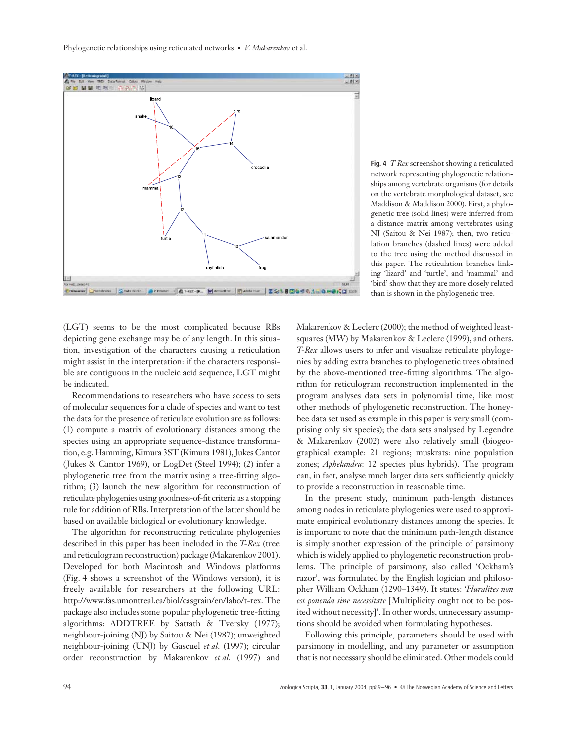**Fig. 4** *T-Rex* screenshot showing a reticulated network representing phylogenetic relationships among vertebrate organisms (for details on the vertebrate morphological dataset, see Maddison & Maddison 2000). First, a phylogenetic tree (solid lines) were inferred from a distance matrix among vertebrates using NJ (Saitou & Nei 1987); then, two reticulation branches (dashed lines) were added to the tree using the method discussed in this paper. The reticulation branches linking 'lizard' and 'turtle', and 'mammal' and 'bird' show that they are more closely related than is shown in the phylogenetic tree.

(LGT) seems to be the most complicated because RBs depicting gene exchange may be of any length. In this situation, investigation of the characters causing a reticulation might assist in the interpretation: if the characters responsible are contiguous in the nucleic acid sequence, LGT might be indicated.

Recommendations to researchers who have access to sets of molecular sequences for a clade of species and want to test the data for the presence of reticulate evolution are as follows: (1) compute a matrix of evolutionary distances among the species using an appropriate sequence-distance transformation, e.g. Hamming, Kimura 3ST (Kimura 1981), Jukes Cantor (Jukes & Cantor 1969), or LogDet (Steel 1994); (2) infer a phylogenetic tree from the matrix using a tree-fitting algorithm; (3) launch the new algorithm for reconstruction of reticulate phylogenies using goodness-of-fit criteria as a stopping rule for addition of RBs. Interpretation of the latter should be based on available biological or evolutionary knowledge.

The algorithm for reconstructing reticulate phylogenies described in this paper has been included in the *T-Rex* (tree and reticulogram reconstruction) package (Makarenkov 2001). Developed for both Macintosh and Windows platforms (Fig. 4 shows a screenshot of the Windows version), it is freely available for researchers at the following URL: http://www.fas.umontreal.ca/biol/casgrain/en/labo/t-rex. The package also includes some popular phylogenetic tree-fitting algorithms: ADDTREE by Sattath & Tversky (1977); neighbour-joining (NJ) by Saitou & Nei (1987); unweighted neighbour-joining (UNJ) by Gascuel *et al.* (1997); circular order reconstruction by Makarenkov *et al.* (1997) and Makarenkov & Leclerc (2000); the method of weighted least-squares (MW) by Makarenkov & Leclerc (1999), and others. *T-Rex* allows users to infer and visualize reticulate phylogenies by adding extra branches to phylogenetic trees obtained by the above-mentioned tree-fitting algorithms. The algorithm for reticulogram reconstruction implemented in the program analyses data sets in polynomial time, like most other methods of phylogenetic reconstruction. The honeybee data set used as example in this paper is very small (comprising only six species); the data sets analysed by Legendre & Makarenkov (2002) were also relatively small (biogeographical example: 21 regions; muskrats: nine population zones; *Aphelandra*: 12 species plus hybrids). The program can, in fact, analyse much larger data sets sufficiently quickly to provide a reconstruction in reasonable time.

In the present study, minimum path-length distances among nodes in reticulate phylogenies were used to approximate empirical evolutionary distances among the species. It is important to note that the minimum path-length distance is simply another expression of the principle of parsimony which is widely applied to phylogenetic reconstruction problems. The principle of parsimony, also called 'Ockham's razor', was formulated by the English logician and philosopher William Ockham (1290–1349). It states: '*Pluralites non est ponenda sine necessitate* [Multiplicity ought not to be posited without necessity]'. In other words, unnecessary assumptions should be avoided when formulating hypotheses.

Following this principle, parameters should be used with parsimony in modelling, and any parameter or assumption that is not necessary should be eliminated. Other models could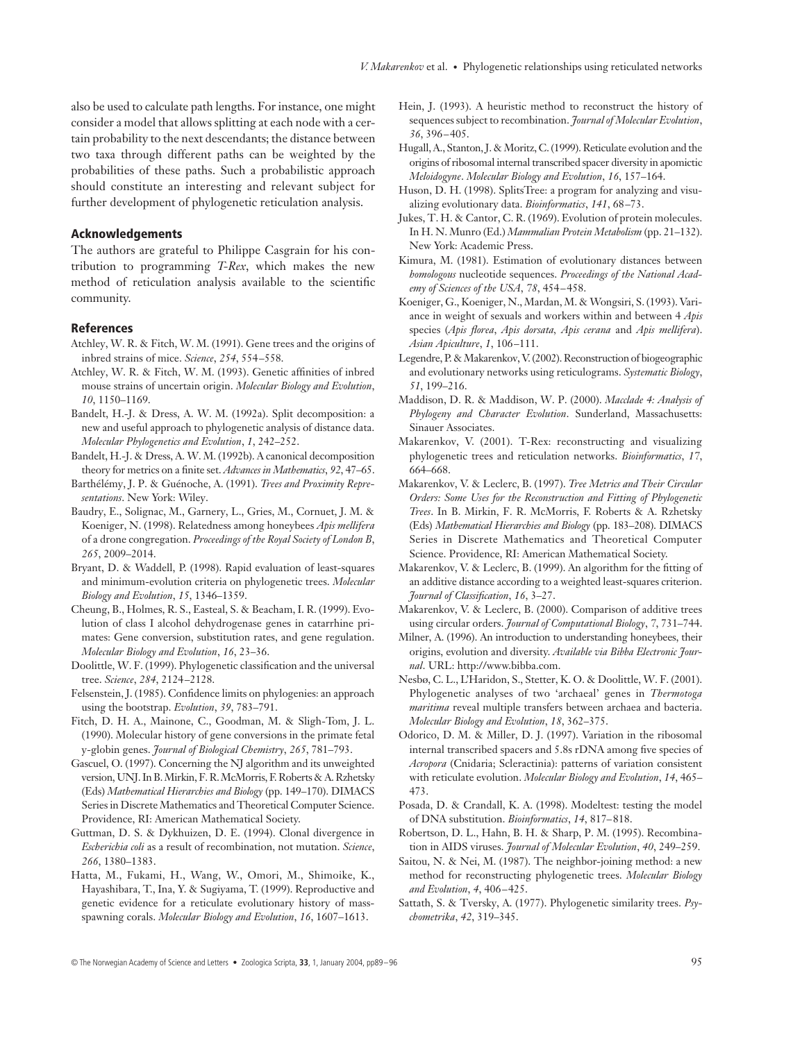also be used to calculate path lengths. For instance, one might consider a model that allows splitting at each node with a certain probability to the next descendants; the distance between two taxa through different paths can be weighted by the probabilities of these paths. Such a probabilistic approach should constitute an interesting and relevant subject for further development of phylogenetic reticulation analysis.

## Acknowledgements

The authors are grateful to Philippe Casgrain for his contribution to programming *T-Rex*, which makes the new method of reticulation analysis available to the scientific community.

## References

Atchley, W. R. & Fitch, W. M. (1991). Gene trees and the origins of inbred strains of mice. *Science*, *254*, 554–558.

Atchley, W. R. & Fitch, W. M. (1993). Genetic affinities of inbred mouse strains of uncertain origin. *Molecular Biology and Evolution*, *10*, 1150–1169.

Bandelt, H.-J. & Dress, A. W. M. (1992a). Split decomposition: a new and useful approach to phylogenetic analysis of distance data. *Molecular Phylogenetics and Evolution*, *1*, 242–252.

Bandelt, H.-J. & Dress, A. W. M. (1992b). A canonical decomposition theory for metrics on a finite set. *Advances in Mathematics*, *92*, 47–65.

Barthélémy, J. P. & Guénoche, A. (1991). *Trees and Proximity Representations*. New York: Wiley.

Baudry, E., Solignac, M., Garnery, L., Gries, M., Cornuet, J. M. & Koeniger, N. (1998). Relatedness among honeybees *Apis mellifera* of a drone congregation. *Proceedings of the Royal Society of London B*, *265*, 2009–2014.

Bryant, D. & Waddell, P. (1998). Rapid evaluation of least-squares and minimum-evolution criteria on phylogenetic trees. *Molecular Biology and Evolution*, *15*, 1346–1359.

Cheung, B., Holmes, R. S., Easteal, S. & Beacham, I. R. (1999). Evolution of class I alcohol dehydrogenase genes in catarrhine primates: Gene conversion, substitution rates, and gene regulation. *Molecular Biology and Evolution*, *16*, 23–36.

Doolittle, W. F. (1999). Phylogenetic classification and the universal tree. *Science*, *284*, 2124–2128.

Felsenstein, J. (1985). Confidence limits on phylogenies: an approach using the bootstrap. *Evolution*, *39*, 783–791.

Fitch, D. H. A., Mainone, C., Goodman, M. & Sligh-Tom, J. L. (1990). Molecular history of gene conversions in the primate fetal y-globin genes. *Journal of Biological Chemistry*, *265*, 781–793.

Gascuel, O. (1997). Concerning the NJ algorithm and its unweighted version, UNJ. In B. Mirkin, F. R. McMorris, F. Roberts & A. Rzhetsky (Eds) *Mathematical Hierarchies and Biology* (pp. 149–170). DIMACS Series in Discrete Mathematics and Theoretical Computer Science. Providence, RI: American Mathematical Society.

Guttman, D. S. & Dykhuizen, D. E. (1994). Clonal divergence in *Escherichia coli* as a result of recombination, not mutation. *Science*, *266*, 1380–1383.

Hatta, M., Fukami, H., Wang, W., Omori, M., Shimoike, K., Hayashibara, T., Ina, Y. & Sugiyama, T. (1999). Reproductive and genetic evidence for a reticulate evolutionary history of mass-spawning corals. *Molecular Biology and Evolution*, *16*, 1607–1613.

Hein, J. (1993). A heuristic method to reconstruct the history of sequences subject to recombination. *Journal of Molecular Evolution*, *36*, 396–405.

Hugall, A., Stanton, J. & Moritz, C. (1999). Reticulate evolution and the origins of ribosomal internal transcribed spacer diversity in apomictic *Meloidogyne*. *Molecular Biology and Evolution*, *16*, 157–164.

Huson, D. H. (1998). SplitsTree: a program for analyzing and visualizing evolutionary data. *Bioinformatics*, *141*, 68–73.

Jukes, T. H. & Cantor, C. R. (1969). Evolution of protein molecules. In H. N. Munro (Ed.) *Mammalian Protein Metabolism* (pp. 21–132). New York: Academic Press.

Kimura, M. (1981). Estimation of evolutionary distances between *homologous* nucleotide sequences. *Proceedings of the National Academy of Sciences of the USA*, *78*, 454–458.

Koeniger, G., Koeniger, N., Mardan, M. & Wongsiri, S. (1993). Variance in weight of sexuals and workers within and between 4 *Apis* species (*Apis florea*, *Apis dorsata*, *Apis cerana* and *Apis mellifera*). *Asian Apiculture*, *1*, 106–111.

Legendre, P. & Makarenkov, V. (2002). Reconstruction of biogeographic and evolutionary networks using reticulograms. *Systematic Biology*, *51*, 199–216.

Maddison, D. R. & Maddison, W. P. (2000). *Macclade 4: Analysis of Phylogeny and Character Evolution*. Sunderland, Massachusetts: Sinauer Associates.

Makarenkov, V. (2001). T-Rex: reconstructing and visualizing phylogenetic trees and reticulation networks. *Bioinformatics*, *17*, 664–668.

Makarenkov, V. & Leclerc, B. (1997). *Tree Metrics and Their Circular Orders: Some Uses for the Reconstruction and Fitting of Phylogenetic Trees*. In B. Mirkin, F. R. McMorris, F. Roberts & A. Rzhetsky (Eds) *Mathematical Hierarchies and Biology* (pp. 183–208). DIMACS Series in Discrete Mathematics and Theoretical Computer Science. Providence, RI: American Mathematical Society.

Makarenkov, V. & Leclerc, B. (1999). An algorithm for the fitting of an additive distance according to a weighted least-squares criterion. *Journal of Classification*, *16*, 3–27.

Makarenkov, V. & Leclerc, B. (2000). Comparison of additive trees using circular orders. *Journal of Computational Biology*, *7*, 731–744.

Milner, A. (1996). An introduction to understanding honeybees, their origins, evolution and diversity. *Available via Bibba Electronic Journal*. URL: http://www.bibba.com.

Nesbø, C. L., L'Haridon, S., Stetter, K. O. & Doolittle, W. F. (2001). Phylogenetic analyses of two 'archaeal' genes in *Thermotoga maritima* reveal multiple transfers between archaea and bacteria. *Molecular Biology and Evolution*, *18*, 362–375.

Odorico, D. M. & Miller, D. J. (1997). Variation in the ribosomal internal transcribed spacers and 5.8s rDNA among five species of *Acropora* (Cnidaria; Scleractinia): patterns of variation consistent with reticulate evolution. *Molecular Biology and Evolution*, *14*, 465–473.

Posada, D. & Crandall, K. A. (1998). Modeltest: testing the model of DNA substitution. *Bioinformatics*, *14*, 817–818.

Robertson, D. L., Hahn, B. H. & Sharp, P. M. (1995). Recombination in AIDS viruses. *Journal of Molecular Evolution*, *40*, 249–259.

Saitou, N. & Nei, M. (1987). The neighbor-joining method: a new method for reconstructing phylogenetic trees. *Molecular Biology and Evolution*, *4*, 406–425.

Sattath, S. & Tversky, A. (1977). Phylogenetic similarity trees. *Psychometrika*, *42*, 319–345.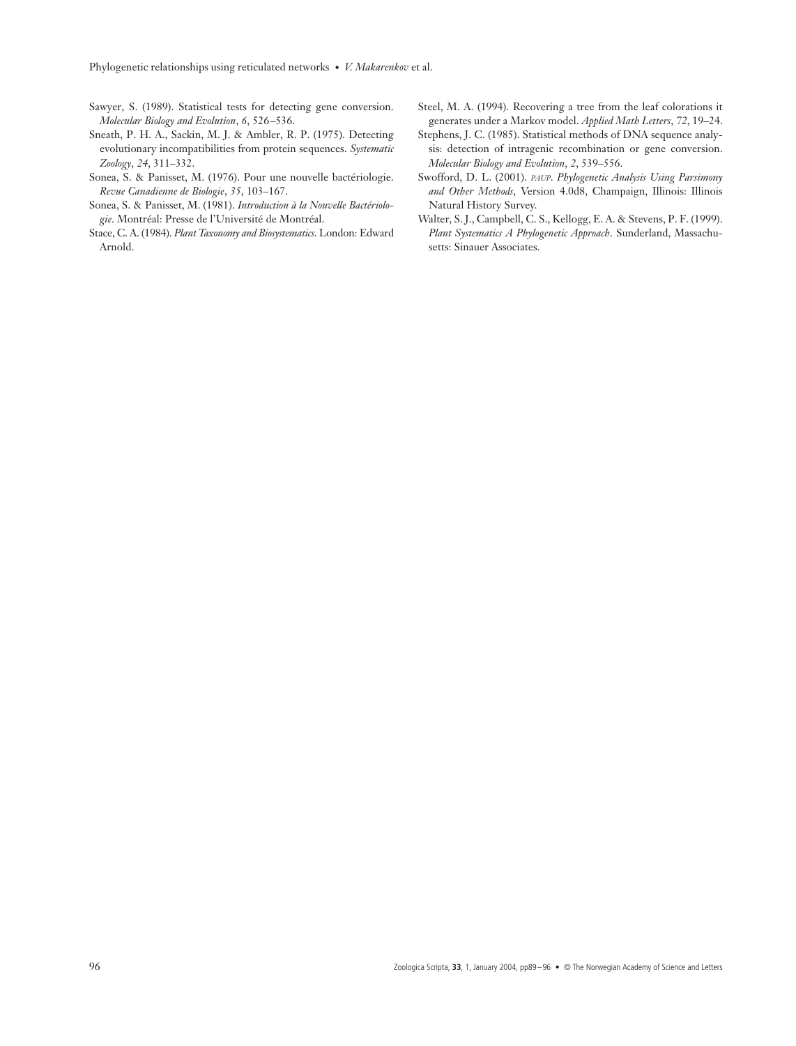Sawyer, S. (1989). Statistical tests for detecting gene conversion. *Molecular Biology and Evolution*, *6*, 526–536.

Sneath, P. H. A., Sackin, M. J. & Ambler, R. P. (1975). Detecting evolutionary incompatibilities from protein sequences. *Systematic Zoology*, *24*, 311–332.

Sonea, S. & Panisset, M. (1976). Pour une nouvelle bactériologie. *Revue Canadienne de Biologie*, *35*, 103–167.

Sonea, S. & Panisset, M. (1981). *Introduction à la Nouvelle Bactériologie*. Montréal: Presse de l'Université de Montréal.

Stace, C. A. (1984). *Plant Taxonomy and Biosystematics*. London: Edward Arnold.

Steel, M. A. (1994). Recovering a tree from the leaf colorations it generates under a Markov model. *Applied Math Letters*, *72*, 19–24.

Stephens, J. C. (1985). Statistical methods of DNA sequence analysis: detection of intragenic recombination or gene conversion. *Molecular Biology and Evolution*, *2*, 539–556.

Swofford, D. L. (2001). *PAUP. Phylogenetic Analysis Using Parsimony and Other Methods*, Version 4.0d8, Champaign, Illinois: Illinois Natural History Survey.

Walter, S. J., Campbell, C. S., Kellogg, E. A. & Stevens, P. F. (1999). *Plant Systematics A Phylogenetic Approach*. Sunderland, Massachusetts: Sinauer Associates.